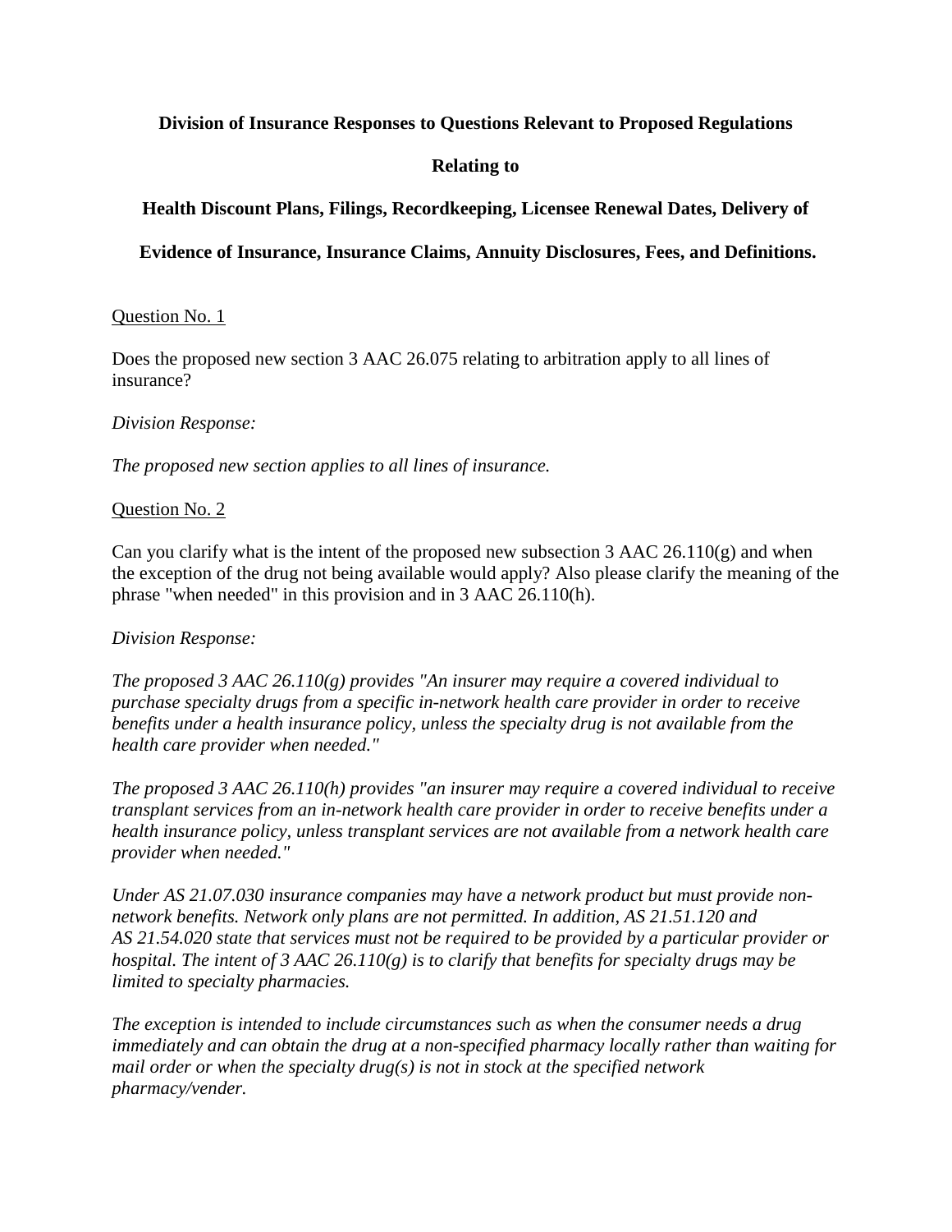**Division of Insurance Responses to Questions Relevant to Proposed Regulations**

**Relating to**

**Health Discount Plans, Filings, Recordkeeping, Licensee Renewal Dates, Delivery of Evidence of Insurance, Insurance Claims, Annuity Disclosures, Fees, and Definitions.**

<u>Question No. 1</u>

Does the proposed new section 3 AAC 26.075 relating to arbitration apply to all lines of insurance?

*Division Response:*

*The proposed new section applies to all lines of insurance.*

<u>Question No. 2</u>

Can you clarify what is the intent of the proposed new subsection 3 AAC 26.110(g) and when the exception of the drug not being available would apply? Also please clarify the meaning of the phrase "when needed" in this provision and in 3 AAC 26.110(h).

*Division Response:*

*The proposed 3 AAC 26.110(g) provides "An insurer may require a covered individual to purchase specialty drugs from a specific in-network health care provider in order to receive benefits under a health insurance policy, unless the specialty drug is not available from the health care provider when needed."*

*The proposed 3 AAC 26.110(h) provides "an insurer may require a covered individual to receive transplant services from an in-network health care provider in order to receive benefits under a health insurance policy, unless transplant services are not available from a network health care provider when needed."*

*Under AS 21.07.030 insurance companies may have a network product but must provide non-network benefits. Network only plans are not permitted. In addition, AS 21.51.120 and AS 21.54.020 state that services must not be required to be provided by a particular provider or hospital. The intent of 3 AAC 26.110(g) is to clarify that benefits for specialty drugs may be limited to specialty pharmacies.*

*The exception is intended to include circumstances such as when the consumer needs a drug immediately and can obtain the drug at a non-specified pharmacy locally rather than waiting for mail order or when the specialty drug(s) is not in stock at the specified network pharmacy/vender.*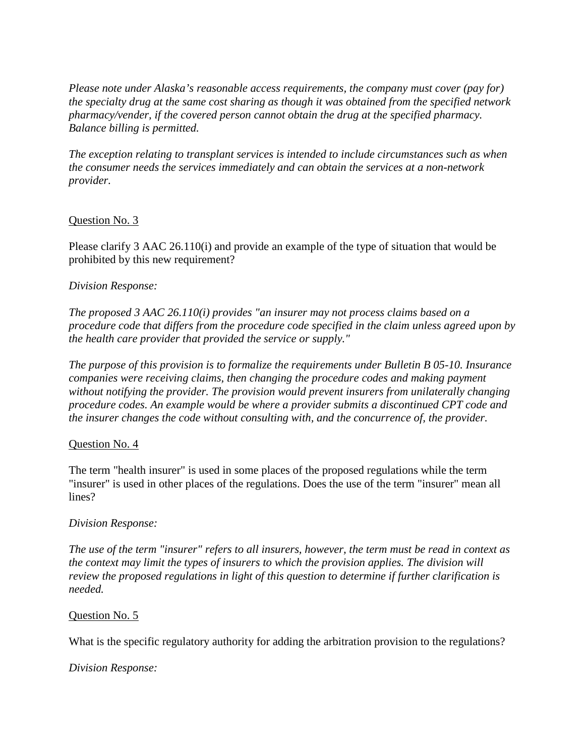*Please note under Alaska's reasonable access requirements, the company must cover (pay for) the specialty drug at the same cost sharing as though it was obtained from the specified network pharmacy/vender, if the covered person cannot obtain the drug at the specified pharmacy. Balance billing is permitted.*

*The exception relating to transplant services is intended to include circumstances such as when the consumer needs the services immediately and can obtain the services at a non-network provider.*

<u>Question No. 3</u>

Please clarify 3 AAC 26.110(i) and provide an example of the type of situation that would be prohibited by this new requirement?

*Division Response:*

*The proposed 3 AAC 26.110(i) provides "an insurer may not process claims based on a procedure code that differs from the procedure code specified in the claim unless agreed upon by the health care provider that provided the service or supply."*

*The purpose of this provision is to formalize the requirements under Bulletin B 05-10. Insurance companies were receiving claims, then changing the procedure codes and making payment without notifying the provider. The provision would prevent insurers from unilaterally changing procedure codes. An example would be where a provider submits a discontinued CPT code and the insurer changes the code without consulting with, and the concurrence of, the provider.*

<u>Question No. 4</u>

The term "health insurer" is used in some places of the proposed regulations while the term "insurer" is used in other places of the regulations. Does the use of the term "insurer" mean all lines?

*Division Response:*

*The use of the term "insurer" refers to all insurers, however, the term must be read in context as the context may limit the types of insurers to which the provision applies. The division will review the proposed regulations in light of this question to determine if further clarification is needed.*

<u>Question No. 5</u>

What is the specific regulatory authority for adding the arbitration provision to the regulations?

*Division Response:*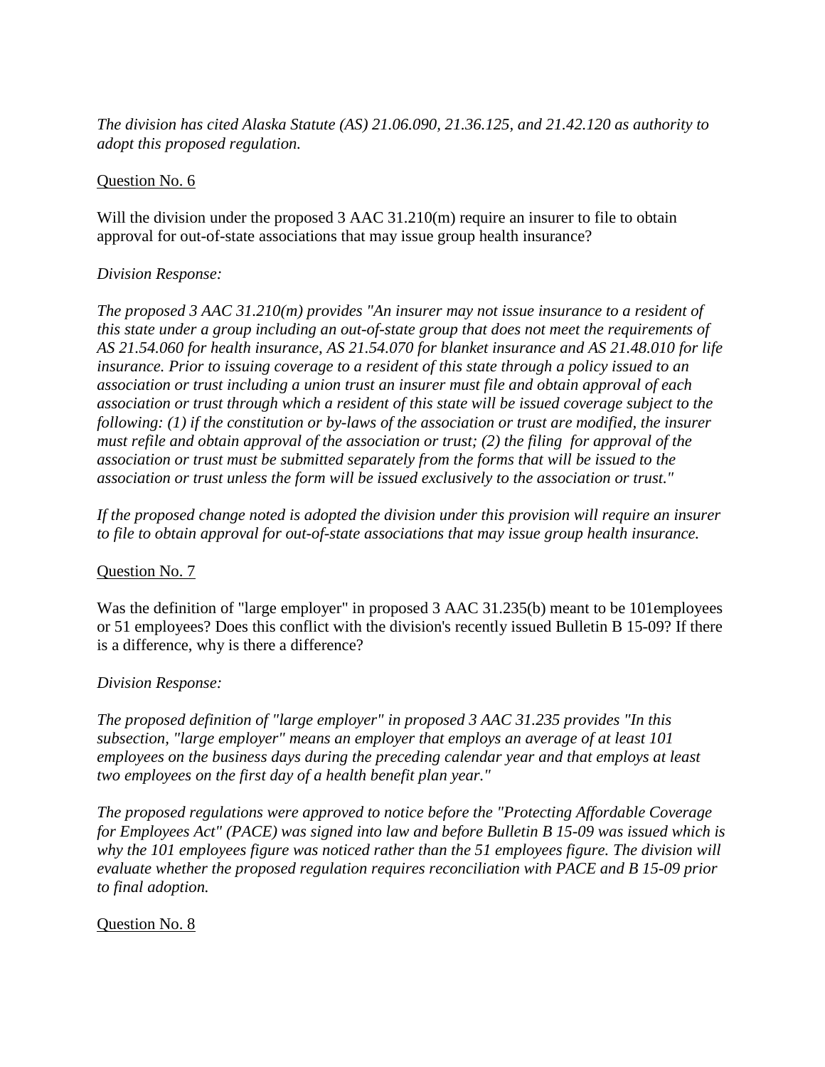*The division has cited Alaska Statute (AS) 21.06.090, 21.36.125, and 21.42.120 as authority to adopt this proposed regulation.*

<u>Question No. 6</u>

Will the division under the proposed 3 AAC 31.210(m) require an insurer to file to obtain approval for out-of-state associations that may issue group health insurance?

*Division Response:*

*The proposed 3 AAC 31.210(m) provides "An insurer may not issue insurance to a resident of this state under a group including an out-of-state group that does not meet the requirements of AS 21.54.060 for health insurance, AS 21.54.070 for blanket insurance and AS 21.48.010 for life insurance. Prior to issuing coverage to a resident of this state through a policy issued to an association or trust including a union trust an insurer must file and obtain approval of each association or trust through which a resident of this state will be issued coverage subject to the following: (1) if the constitution or by-laws of the association or trust are modified, the insurer must refile and obtain approval of the association or trust; (2) the filing for approval of the association or trust must be submitted separately from the forms that will be issued to the association or trust unless the form will be issued exclusively to the association or trust."*

*If the proposed change noted is adopted the division under this provision will require an insurer to file to obtain approval for out-of-state associations that may issue group health insurance.*

<u>Question No. 7</u>

Was the definition of "large employer" in proposed 3 AAC 31.235(b) meant to be 101employees or 51 employees? Does this conflict with the division's recently issued Bulletin B 15-09? If there is a difference, why is there a difference?

*Division Response:*

*The proposed definition of "large employer" in proposed 3 AAC 31.235 provides "In this subsection, "large employer" means an employer that employs an average of at least 101 employees on the business days during the preceding calendar year and that employs at least two employees on the first day of a health benefit plan year."*

*The proposed regulations were approved to notice before the "Protecting Affordable Coverage for Employees Act" (PACE) was signed into law and before Bulletin B 15-09 was issued which is why the 101 employees figure was noticed rather than the 51 employees figure. The division will evaluate whether the proposed regulation requires reconciliation with PACE and B 15-09 prior to final adoption.*

<u>Question No. 8</u>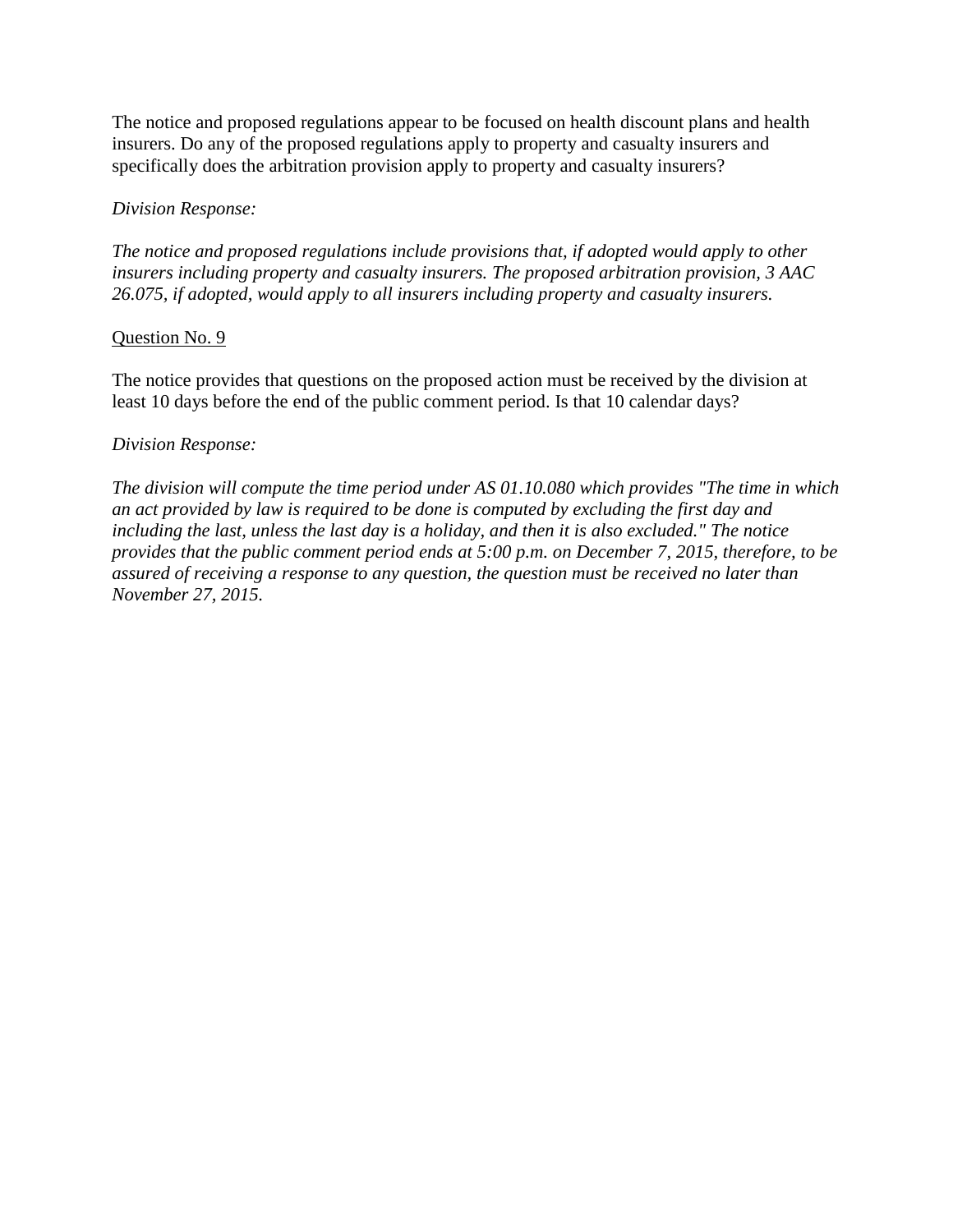The notice and proposed regulations appear to be focused on health discount plans and health insurers. Do any of the proposed regulations apply to property and casualty insurers and specifically does the arbitration provision apply to property and casualty insurers?

*Division Response:*

*The notice and proposed regulations include provisions that, if adopted would apply to other insurers including property and casualty insurers. The proposed arbitration provision, 3 AAC 26.075, if adopted, would apply to all insurers including property and casualty insurers.*

<u>Question No. 9</u>

The notice provides that questions on the proposed action must be received by the division at least 10 days before the end of the public comment period. Is that 10 calendar days?

*Division Response:*

*The division will compute the time period under AS 01.10.080 which provides "The time in which an act provided by law is required to be done is computed by excluding the first day and including the last, unless the last day is a holiday, and then it is also excluded." The notice provides that the public comment period ends at 5:00 p.m. on December 7, 2015, therefore, to be assured of receiving a response to any question, the question must be received no later than November 27, 2015.*